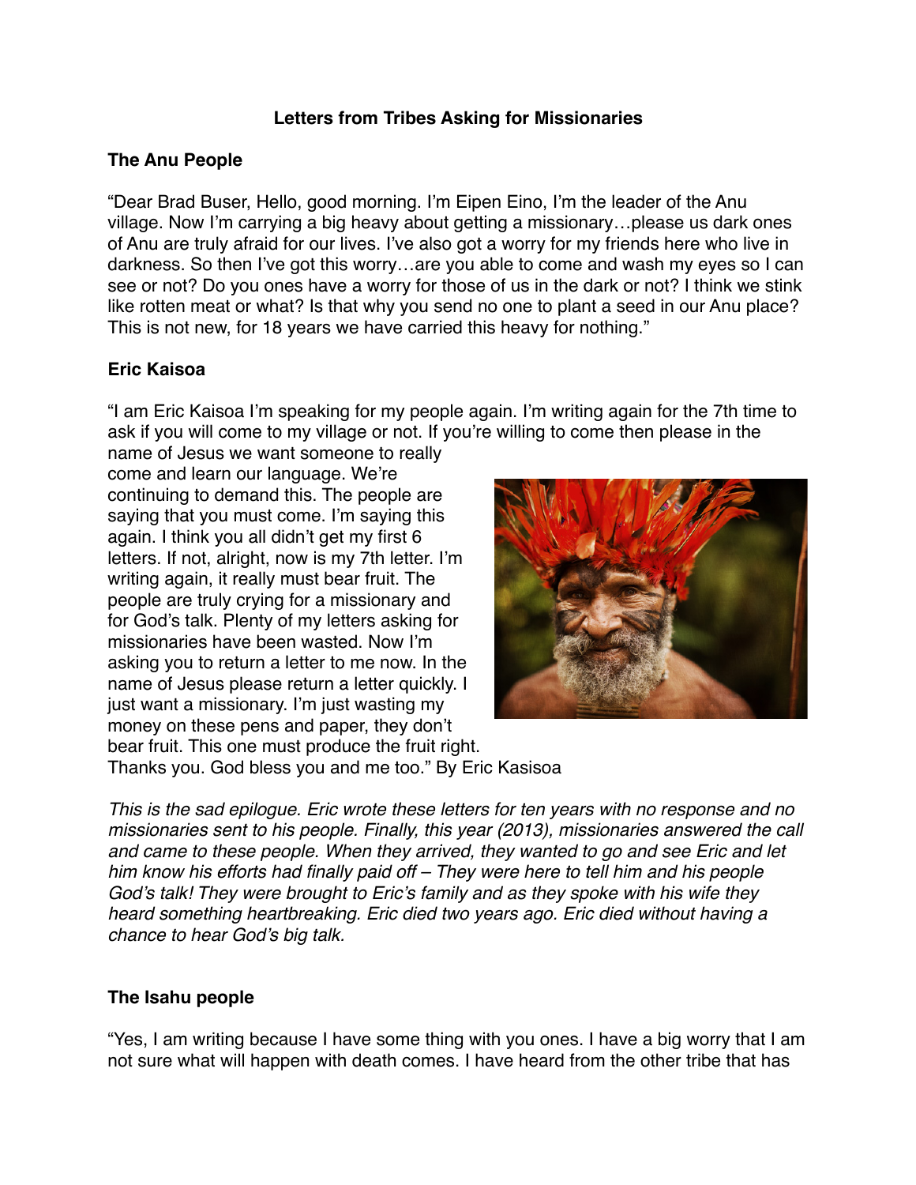# Letters from Tribes Asking for Missionaries

## The Anu People

"Dear Brad Buser, Hello, good morning. I'm Eipen Eino, I'm the leader of the Anu village. Now I'm carrying a big heavy about getting a missionary…please us dark ones of Anu are truly afraid for our lives. I've also got a worry for my friends here who live in darkness. So then I've got this worry…are you able to come and wash my eyes so I can see or not? Do you ones have a worry for those of us in the dark or not? I think we stink like rotten meat or what? Is that why you send no one to plant a seed in our Anu place? This is not new, for 18 years we have carried this heavy for nothing."

## Eric Kaisoa

"I am Eric Kaisoa I'm speaking for my people again. I'm writing again for the 7th time to ask if you will come to my village or not. If you're willing to come then please in the name of Jesus we want someone to really come and learn our language. We're continuing to demand this. The people are saying that you must come. I'm saying this again. I think you all didn't get my first 6 letters. If not, alright, now is my 7th letter. I'm writing again, it really must bear fruit. The people are truly crying for a missionary and for God's talk. Plenty of my letters asking for missionaries have been wasted. Now I'm asking you to return a letter to me now. In the name of Jesus please return a letter quickly. I just want a missionary. I'm just wasting my money on these pens and paper, they don't bear fruit. This one must produce the fruit right. Thanks you. God bless you and me too." By Eric Kasisoa

*This is the sad epilogue. Eric wrote these letters for ten years with no response and no missionaries sent to his people. Finally, this year (2013), missionaries answered the call and came to these people. When they arrived, they wanted to go and see Eric and let him know his efforts had finally paid off – They were here to tell him and his people God's talk! They were brought to Eric's family and as they spoke with his wife they heard something heartbreaking. Eric died two years ago. Eric died without having a chance to hear God's big talk.*

## The Isahu people

"Yes, I am writing because I have some thing with you ones. I have a big worry that I am not sure what will happen with death comes. I have heard from the other tribe that has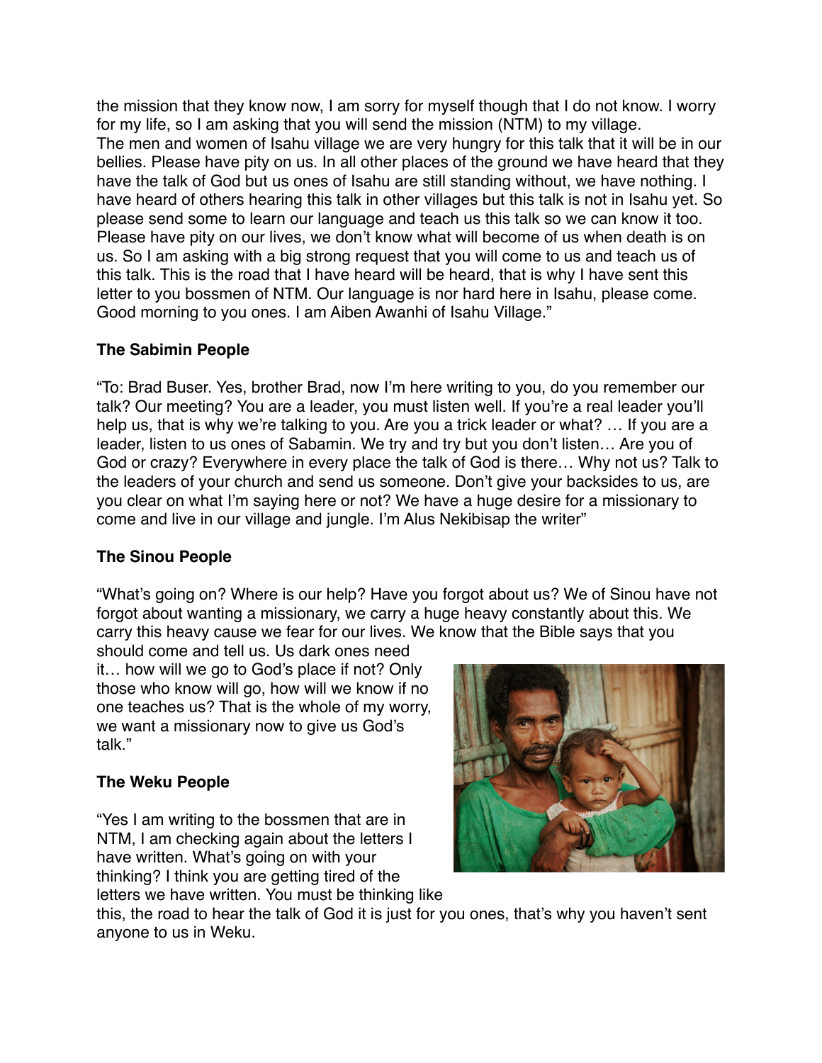the mission that they know now, I am sorry for myself though that I do not know. I worry for my life, so I am asking that you will send the mission (NTM) to my village.
The men and women of Isahu village we are very hungry for this talk that it will be in our bellies. Please have pity on us. In all other places of the ground we have heard that they have the talk of God but us ones of Isahu are still standing without, we have nothing. I have heard of others hearing this talk in other villages but this talk is not in Isahu yet. So please send some to learn our language and teach us this talk so we can know it too. Please have pity on our lives, we don't know what will become of us when death is on us. So I am asking with a big strong request that you will come to us and teach us of this talk. This is the road that I have heard will be heard, that is why I have sent this letter to you bossmen of NTM. Our language is nor hard here in Isahu, please come. Good morning to you ones. I am Aiben Awanhi of Isahu Village."

**The Sabimin People**

"To: Brad Buser. Yes, brother Brad, now I'm here writing to you, do you remember our talk? Our meeting? You are a leader, you must listen well. If you're a real leader you'll help us, that is why we're talking to you. Are you a trick leader or what? … If you are a leader, listen to us ones of Sabamin. We try and try but you don't listen… Are you of God or crazy? Everywhere in every place the talk of God is there… Why not us? Talk to the leaders of your church and send us someone. Don't give your backsides to us, are you clear on what I'm saying here or not? We have a huge desire for a missionary to come and live in our village and jungle. I'm Alus Nekibisap the writer"

**The Sinou People**

"What's going on? Where is our help? Have you forgot about us? We of Sinou have not forgot about wanting a missionary, we carry a huge heavy constantly about this. We carry this heavy cause we fear for our lives. We know that the Bible says that you should come and tell us. Us dark ones need it… how will we go to God's place if not? Only those who know will go, how will we know if no one teaches us? That is the whole of my worry, we want a missionary now to give us God's talk."

**The Weku People**

"Yes I am writing to the bossmen that are in NTM, I am checking again about the letters I have written. What's going on with your thinking? I think you are getting tired of the letters we have written. You must be thinking like this, the road to hear the talk of God it is just for you ones, that's why you haven't sent anyone to us in Weku.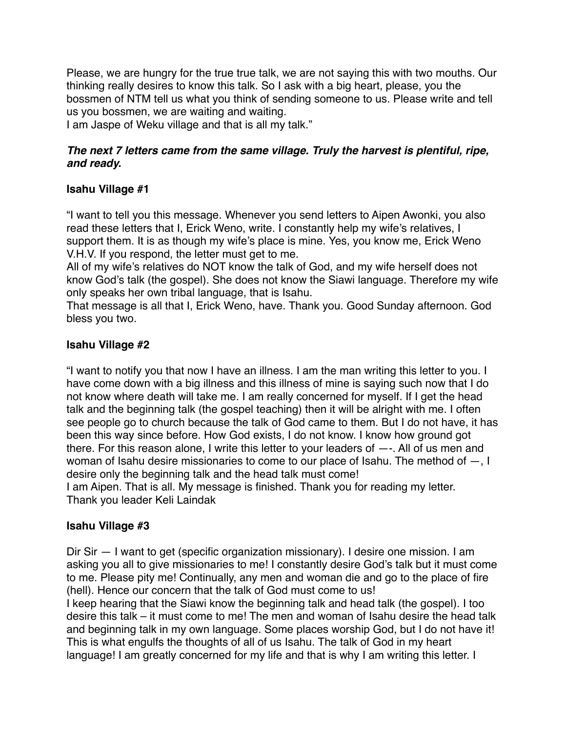Please, we are hungry for the true true talk, we are not saying this with two mouths. Our thinking really desires to know this talk. So I ask with a big heart, please, you the bossmen of NTM tell us what you think of sending someone to us. Please write and tell us you bossmen, we are waiting and waiting.
I am Jaspe of Weku village and that is all my talk."

***The next 7 letters came from the same village. Truly the harvest is plentiful, ripe, and ready.***

**Isahu Village #1**

"I want to tell you this message. Whenever you send letters to Aipen Awonki, you also read these letters that I, Erick Weno, write. I constantly help my wife's relatives, I support them. It is as though my wife's place is mine. Yes, you know me, Erick Weno V.H.V. If you respond, the letter must get to me.
All of my wife's relatives do NOT know the talk of God, and my wife herself does not know God's talk (the gospel). She does not know the Siawi language. Therefore my wife only speaks her own tribal language, that is Isahu.
That message is all that I, Erick Weno, have. Thank you. Good Sunday afternoon. God bless you two.

**Isahu Village #2**

"I want to notify you that now I have an illness. I am the man writing this letter to you. I have come down with a big illness and this illness of mine is saying such now that I do not know where death will take me. I am really concerned for myself. If I get the head talk and the beginning talk (the gospel teaching) then it will be alright with me. I often see people go to church because the talk of God came to them. But I do not have, it has been this way since before. How God exists, I do not know. I know how ground got there. For this reason alone, I write this letter to your leaders of —-. All of us men and woman of Isahu desire missionaries to come to our place of Isahu. The method of —, I desire only the beginning talk and the head talk must come!
I am Aipen. That is all. My message is finished. Thank you for reading my letter.
Thank you leader Keli Laindak

**Isahu Village #3**

Dir Sir — I want to get (specific organization missionary). I desire one mission. I am asking you all to give missionaries to me! I constantly desire God's talk but it must come to me. Please pity me! Continually, any men and woman die and go to the place of fire (hell). Hence our concern that the talk of God must come to us!
I keep hearing that the Siawi know the beginning talk and head talk (the gospel). I too desire this talk – it must come to me! The men and woman of Isahu desire the head talk and beginning talk in my own language. Some places worship God, but I do not have it! This is what engulfs the thoughts of all of us Isahu. The talk of God in my heart language! I am greatly concerned for my life and that is why I am writing this letter. I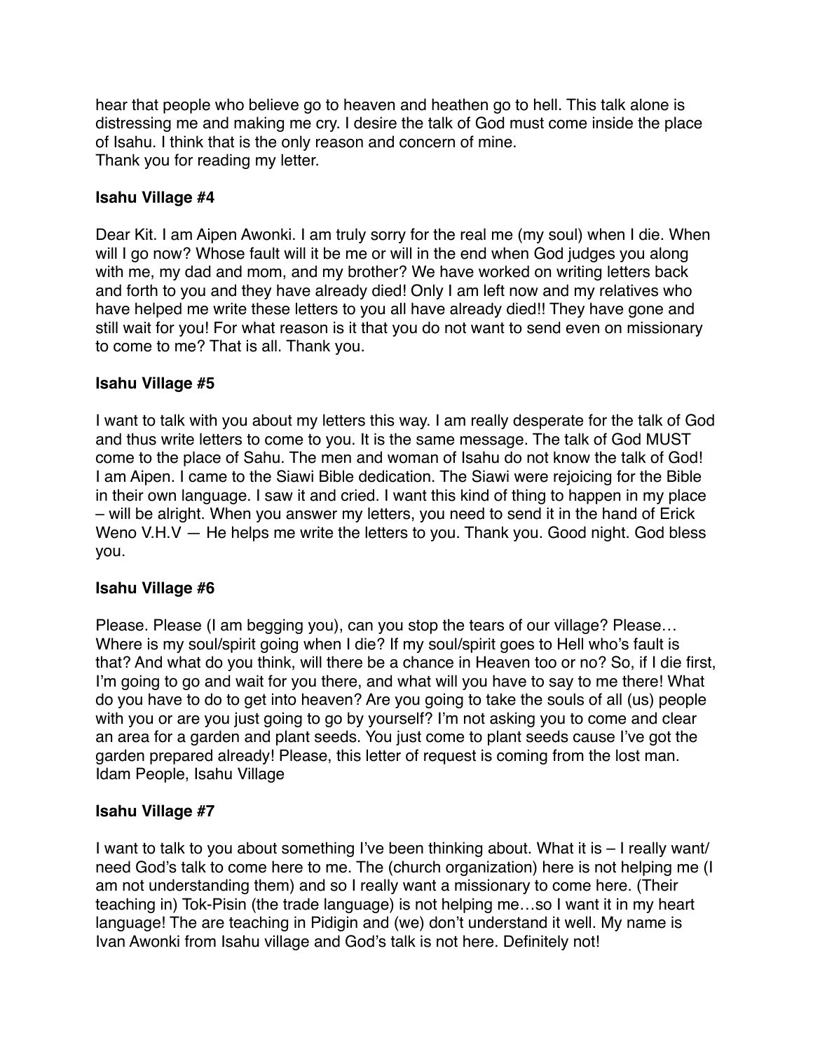hear that people who believe go to heaven and heathen go to hell. This talk alone is distressing me and making me cry. I desire the talk of God must come inside the place of Isahu. I think that is the only reason and concern of mine.
Thank you for reading my letter.

### Isahu Village #4

Dear Kit. I am Aipen Awonki. I am truly sorry for the real me (my soul) when I die. When will I go now? Whose fault will it be me or will in the end when God judges you along with me, my dad and mom, and my brother? We have worked on writing letters back and forth to you and they have already died! Only I am left now and my relatives who have helped me write these letters to you all have already died!! They have gone and still wait for you! For what reason is it that you do not want to send even on missionary to come to me? That is all. Thank you.

### Isahu Village #5

I want to talk with you about my letters this way. I am really desperate for the talk of God and thus write letters to come to you. It is the same message. The talk of God MUST come to the place of Sahu. The men and woman of Isahu do not know the talk of God! I am Aipen. I came to the Siawi Bible dedication. The Siawi were rejoicing for the Bible in their own language. I saw it and cried. I want this kind of thing to happen in my place – will be alright. When you answer my letters, you need to send it in the hand of Erick Weno V.H.V — He helps me write the letters to you. Thank you. Good night. God bless you.

### Isahu Village #6

Please. Please (I am begging you), can you stop the tears of our village? Please… Where is my soul/spirit going when I die? If my soul/spirit goes to Hell who's fault is that? And what do you think, will there be a chance in Heaven too or no? So, if I die first, I'm going to go and wait for you there, and what will you have to say to me there! What do you have to do to get into heaven? Are you going to take the souls of all (us) people with you or are you just going to go by yourself? I'm not asking you to come and clear an area for a garden and plant seeds. You just come to plant seeds cause I've got the garden prepared already! Please, this letter of request is coming from the lost man.
Idam People, Isahu Village

### Isahu Village #7

I want to talk to you about something I've been thinking about. What it is – I really want/need God's talk to come here to me. The (church organization) here is not helping me (I am not understanding them) and so I really want a missionary to come here. (Their teaching in) Tok-Pisin (the trade language) is not helping me…so I want it in my heart language! The are teaching in Pidigin and (we) don't understand it well. My name is Ivan Awonki from Isahu village and God's talk is not here. Definitely not!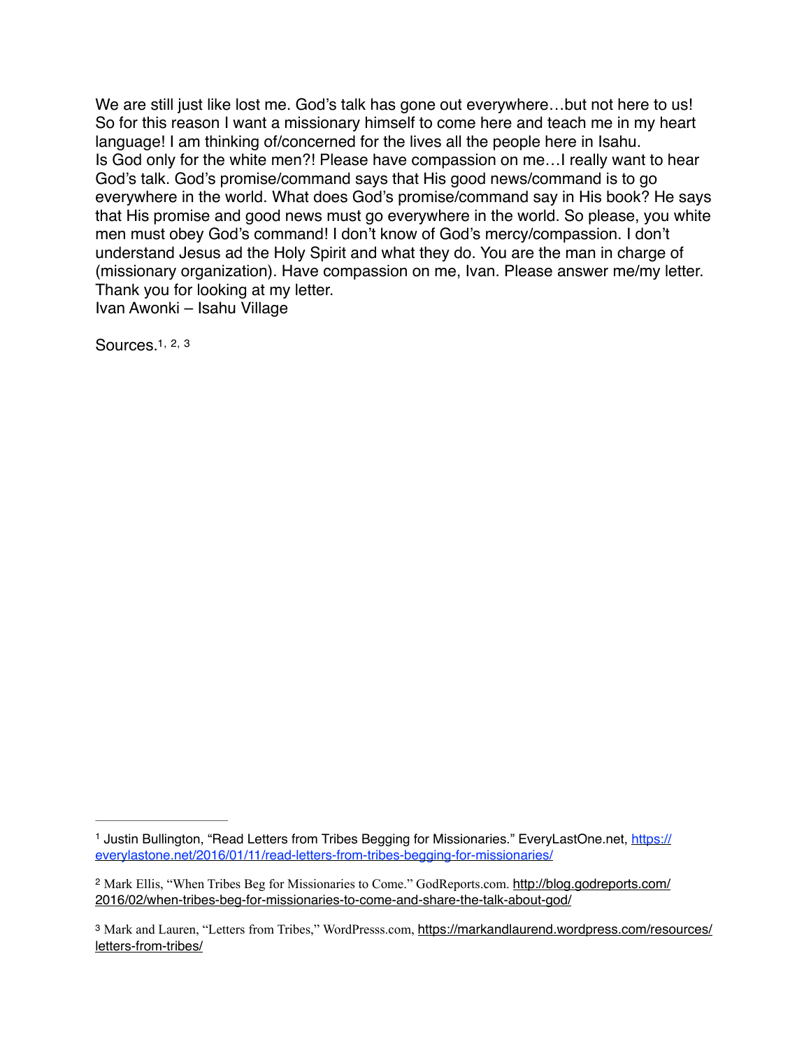We are still just like lost me. God's talk has gone out everywhere…but not here to us! So for this reason I want a missionary himself to come here and teach me in my heart language! I am thinking of/concerned for the lives all the people here in Isahu.
Is God only for the white men?! Please have compassion on me…I really want to hear God's talk. God's promise/command says that His good news/command is to go everywhere in the world. What does God's promise/command say in His book? He says that His promise and good news must go everywhere in the world. So please, you white men must obey God's command! I don't know of God's mercy/compassion. I don't understand Jesus ad the Holy Spirit and what they do. You are the man in charge of (missionary organization). Have compassion on me, Ivan. Please answer me/my letter. Thank you for looking at my letter.
Ivan Awonki – Isahu Village

Sources.[1, 2, 3]

---

[1] Justin Bullington, "Read Letters from Tribes Begging for Missionaries." EveryLastOne.net, https://everylastone.net/2016/01/11/read-letters-from-tribes-begging-for-missionaries/

[2] Mark Ellis, "When Tribes Beg for Missionaries to Come." GodReports.com. http://blog.godreports.com/2016/02/when-tribes-beg-for-missionaries-to-come-and-share-the-talk-about-god/

[3] Mark and Lauren, "Letters from Tribes," WordPresss.com, https://markandlaurend.wordpress.com/resources/letters-from-tribes/